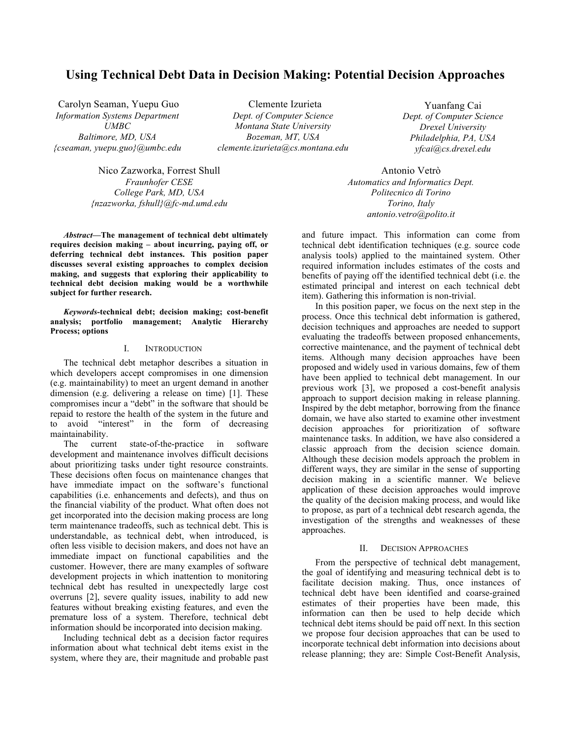# Using Technical Debt Data in Decision Making: Potential Decision Approaches

Carolyn Seaman, Yuepu Guo
*Information Systems Department*
*UMBC*
*Baltimore, MD, USA*
*{cseaman, yuepu.guo}@umbc.edu*

Clemente Izurieta
*Dept. of Computer Science*
*Montana State University*
*Bozeman, MT, USA*
*clemente.izurieta@cs.montana.edu*

Yuanfang Cai
*Dept. of Computer Science*
*Drexel University*
*Philadelphia, PA, USA*
*yfcai@cs.drexel.edu*

Nico Zazworka, Forrest Shull
*Fraunhofer CESE*
*College Park, MD, USA*
*{nzazworka, fshull}@fc-md.umd.edu*

Antonio Vetrò
*Automatics and Informatics Dept.*
*Politecnico di Torino*
*Torino, Italy*
*antonio.vetro@polito.it*

***Abstract*—The management of technical debt ultimately requires decision making – about incurring, paying off, or deferring technical debt instances. This position paper discusses several existing approaches to complex decision making, and suggests that exploring their applicability to technical debt decision making would be a worthwhile subject for further research.**

***Keywords*-technical debt; decision making; cost-benefit analysis; portfolio management; Analytic Hierarchy Process; options**

## I. Introduction

The technical debt metaphor describes a situation in which developers accept compromises in one dimension (e.g. maintainability) to meet an urgent demand in another dimension (e.g. delivering a release on time) [1]. These compromises incur a "debt" in the software that should be repaid to restore the health of the system in the future and to avoid "interest" in the form of decreasing maintainability.

The current state-of-the-practice in software development and maintenance involves difficult decisions about prioritizing tasks under tight resource constraints. These decisions often focus on maintenance changes that have immediate impact on the software's functional capabilities (i.e. enhancements and defects), and thus on the financial viability of the product. What often does not get incorporated into the decision making process are long term maintenance tradeoffs, such as technical debt. This is understandable, as technical debt, when introduced, is often less visible to decision makers, and does not have an immediate impact on functional capabilities and the customer. However, there are many examples of software development projects in which inattention to monitoring technical debt has resulted in unexpectedly large cost overruns [2], severe quality issues, inability to add new features without breaking existing features, and even the premature loss of a system. Therefore, technical debt information should be incorporated into decision making.

Including technical debt as a decision factor requires information about what technical debt items exist in the system, where they are, their magnitude and probable past and future impact. This information can come from technical debt identification techniques (e.g. source code analysis tools) applied to the maintained system. Other required information includes estimates of the costs and benefits of paying off the identified technical debt (i.e. the estimated principal and interest on each technical debt item). Gathering this information is non-trivial.

In this position paper, we focus on the next step in the process. Once this technical debt information is gathered, decision techniques and approaches are needed to support evaluating the tradeoffs between proposed enhancements, corrective maintenance, and the payment of technical debt items. Although many decision approaches have been proposed and widely used in various domains, few of them have been applied to technical debt management. In our previous work [3], we proposed a cost-benefit analysis approach to support decision making in release planning. Inspired by the debt metaphor, borrowing from the finance domain, we have also started to examine other investment decision approaches for prioritization of software maintenance tasks. In addition, we have also considered a classic approach from the decision science domain. Although these decision models approach the problem in different ways, they are similar in the sense of supporting decision making in a scientific manner. We believe application of these decision approaches would improve the quality of the decision making process, and would like to propose, as part of a technical debt research agenda, the investigation of the strengths and weaknesses of these approaches.

## II. Decision Approaches

From the perspective of technical debt management, the goal of identifying and measuring technical debt is to facilitate decision making. Thus, once instances of technical debt have been identified and coarse-grained estimates of their properties have been made, this information can then be used to help decide which technical debt items should be paid off next. In this section we propose four decision approaches that can be used to incorporate technical debt information into decisions about release planning; they are: Simple Cost-Benefit Analysis,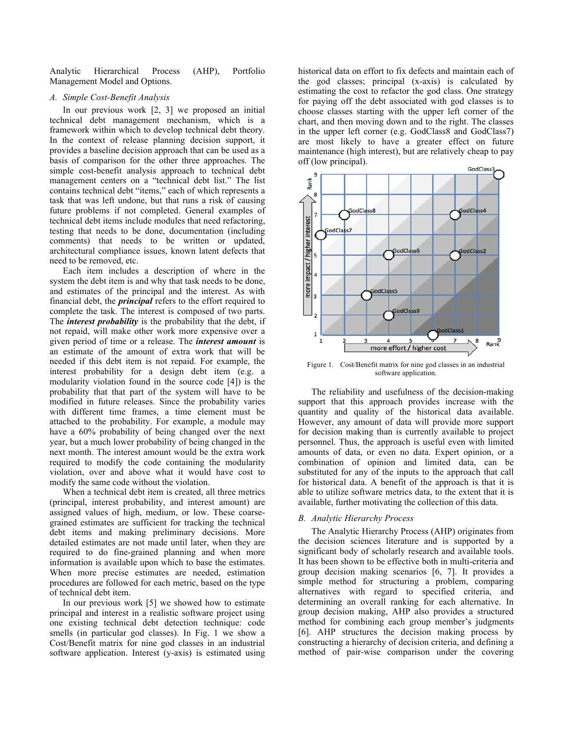Analytic Hierarchical Process (AHP), Portfolio Management Model and Options.

### A. Simple Cost-Benefit Analysis

In our previous work [2, 3] we proposed an initial technical debt management mechanism, which is a framework within which to develop technical debt theory. In the context of release planning decision support, it provides a baseline decision approach that can be used as a basis of comparison for the other three approaches. The simple cost-benefit analysis approach to technical debt management centers on a "technical debt list." The list contains technical debt "items," each of which represents a task that was left undone, but that runs a risk of causing future problems if not completed. General examples of technical debt items include modules that need refactoring, testing that needs to be done, documentation (including comments) that needs to be written or updated, architectural compliance issues, known latent defects that need to be removed, etc.

Each item includes a description of where in the system the debt item is and why that task needs to be done, and estimates of the principal and the interest. As with financial debt, the ***principal*** refers to the effort required to complete the task. The interest is composed of two parts. The ***interest probability*** is the probability that the debt, if not repaid, will make other work more expensive over a given period of time or a release. The ***interest amount*** is an estimate of the amount of extra work that will be needed if this debt item is not repaid. For example, the interest probability for a design debt item (e.g. a modularity violation found in the source code [4]) is the probability that that part of the system will have to be modified in future releases. Since the probability varies with different time frames, a time element must be attached to the probability. For example, a module may have a 60% probability of being changed over the next year, but a much lower probability of being changed in the next month. The interest amount would be the extra work required to modify the code containing the modularity violation, over and above what it would have cost to modify the same code without the violation.

When a technical debt item is created, all three metrics (principal, interest probability, and interest amount) are assigned values of high, medium, or low. These coarse-grained estimates are sufficient for tracking the technical debt items and making preliminary decisions. More detailed estimates are not made until later, when they are required to do fine-grained planning and when more information is available upon which to base the estimates. When more precise estimates are needed, estimation procedures are followed for each metric, based on the type of technical debt item.

In our previous work [5] we showed how to estimate principal and interest in a realistic software project using one existing technical debt detection technique: code smells (in particular god classes). In Fig. 1 we show a Cost/Benefit matrix for nine god classes in an industrial software application. Interest (y-axis) is estimated using historical data on effort to fix defects and maintain each of the god classes; principal (x-axis) is calculated by estimating the cost to refactor the god class. One strategy for paying off the debt associated with god classes is to choose classes starting with the upper left corner of the chart, and then moving down and to the right. The classes in the upper left corner (e.g. GodClass8 and GodClass7) are most likely to have a greater effect on future maintenance (high interest), but are relatively cheap to pay off (low principal).

GodClass3
GodClass8
GodClass4
GodClass7
GodClass6
GodClass2
GodClass5
GodClass9
GodClass1
Rank
more impact / higher interest
1 2 3 4 5 6 7 8 9
more effort / higher cost
Rank

Figure 1. Cost/Benefit matrix for nine god classes in an industrial software application.

The reliability and usefulness of the decision-making support that this approach provides increase with the quantity and quality of the historical data available. However, any amount of data will provide more support for decision making than is currently available to project personnel. Thus, the approach is useful even with limited amounts of data, or even no data. Expert opinion, or a combination of opinion and limited data, can be substituted for any of the inputs to the approach that call for historical data. A benefit of the approach is that it is able to utilize software metrics data, to the extent that it is available, further motivating the collection of this data.

### B. Analytic Hierarchy Process

The Analytic Hierarchy Process (AHP) originates from the decision sciences literature and is supported by a significant body of scholarly research and available tools. It has been shown to be effective both in multi-criteria and group decision making scenarios [6, 7]. It provides a simple method for structuring a problem, comparing alternatives with regard to specified criteria, and determining an overall ranking for each alternative. In group decision making, AHP also provides a structured method for combining each group member's judgments [6]. AHP structures the decision making process by constructing a hierarchy of decision criteria, and defining a method of pair-wise comparison under the covering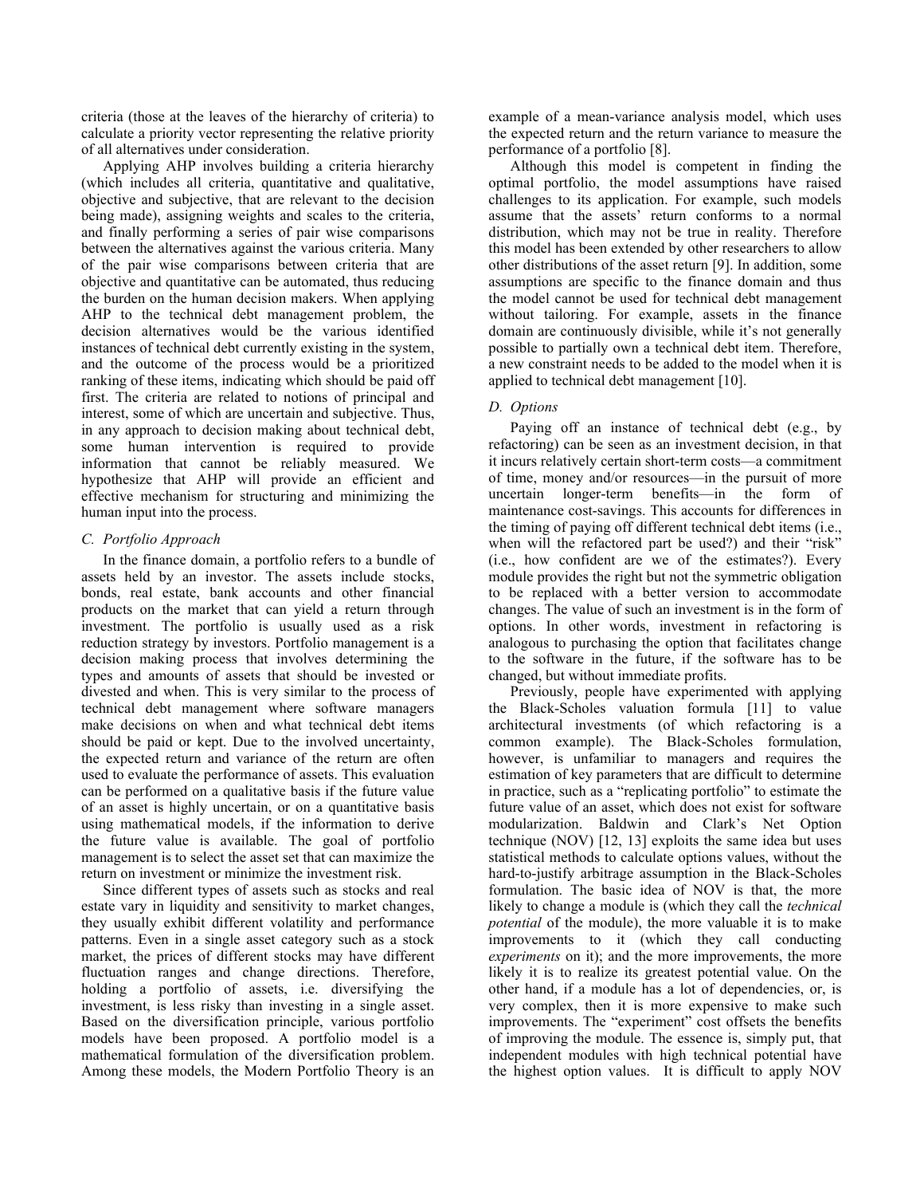criteria (those at the leaves of the hierarchy of criteria) to calculate a priority vector representing the relative priority of all alternatives under consideration.

Applying AHP involves building a criteria hierarchy (which includes all criteria, quantitative and qualitative, objective and subjective, that are relevant to the decision being made), assigning weights and scales to the criteria, and finally performing a series of pair wise comparisons between the alternatives against the various criteria. Many of the pair wise comparisons between criteria that are objective and quantitative can be automated, thus reducing the burden on the human decision makers. When applying AHP to the technical debt management problem, the decision alternatives would be the various identified instances of technical debt currently existing in the system, and the outcome of the process would be a prioritized ranking of these items, indicating which should be paid off first. The criteria are related to notions of principal and interest, some of which are uncertain and subjective. Thus, in any approach to decision making about technical debt, some human intervention is required to provide information that cannot be reliably measured. We hypothesize that AHP will provide an efficient and effective mechanism for structuring and minimizing the human input into the process.

### C. Portfolio Approach

In the finance domain, a portfolio refers to a bundle of assets held by an investor. The assets include stocks, bonds, real estate, bank accounts and other financial products on the market that can yield a return through investment. The portfolio is usually used as a risk reduction strategy by investors. Portfolio management is a decision making process that involves determining the types and amounts of assets that should be invested or divested and when. This is very similar to the process of technical debt management where software managers make decisions on when and what technical debt items should be paid or kept. Due to the involved uncertainty, the expected return and variance of the return are often used to evaluate the performance of assets. This evaluation can be performed on a qualitative basis if the future value of an asset is highly uncertain, or on a quantitative basis using mathematical models, if the information to derive the future value is available. The goal of portfolio management is to select the asset set that can maximize the return on investment or minimize the investment risk.

Since different types of assets such as stocks and real estate vary in liquidity and sensitivity to market changes, they usually exhibit different volatility and performance patterns. Even in a single asset category such as a stock market, the prices of different stocks may have different fluctuation ranges and change directions. Therefore, holding a portfolio of assets, i.e. diversifying the investment, is less risky than investing in a single asset. Based on the diversification principle, various portfolio models have been proposed. A portfolio model is a mathematical formulation of the diversification problem. Among these models, the Modern Portfolio Theory is an example of a mean-variance analysis model, which uses the expected return and the return variance to measure the performance of a portfolio [8].

Although this model is competent in finding the optimal portfolio, the model assumptions have raised challenges to its application. For example, such models assume that the assets' return conforms to a normal distribution, which may not be true in reality. Therefore this model has been extended by other researchers to allow other distributions of the asset return [9]. In addition, some assumptions are specific to the finance domain and thus the model cannot be used for technical debt management without tailoring. For example, assets in the finance domain are continuously divisible, while it's not generally possible to partially own a technical debt item. Therefore, a new constraint needs to be added to the model when it is applied to technical debt management [10].

### D. Options

Paying off an instance of technical debt (e.g., by refactoring) can be seen as an investment decision, in that it incurs relatively certain short-term costs—a commitment of time, money and/or resources—in the pursuit of more uncertain longer-term benefits—in the form of maintenance cost-savings. This accounts for differences in the timing of paying off different technical debt items (i.e., when will the refactored part be used?) and their "risk" (i.e., how confident are we of the estimates?). Every module provides the right but not the symmetric obligation to be replaced with a better version to accommodate changes. The value of such an investment is in the form of options. In other words, investment in refactoring is analogous to purchasing the option that facilitates change to the software in the future, if the software has to be changed, but without immediate profits.

Previously, people have experimented with applying the Black-Scholes valuation formula [11] to value architectural investments (of which refactoring is a common example). The Black-Scholes formulation, however, is unfamiliar to managers and requires the estimation of key parameters that are difficult to determine in practice, such as a "replicating portfolio" to estimate the future value of an asset, which does not exist for software modularization. Baldwin and Clark's Net Option technique (NOV) [12, 13] exploits the same idea but uses statistical methods to calculate options values, without the hard-to-justify arbitrage assumption in the Black-Scholes formulation. The basic idea of NOV is that, the more likely to change a module is (which they call the *technical potential* of the module), the more valuable it is to make improvements to it (which they call conducting *experiments* on it); and the more improvements, the more likely it is to realize its greatest potential value. On the other hand, if a module has a lot of dependencies, or, is very complex, then it is more expensive to make such improvements. The "experiment" cost offsets the benefits of improving the module. The essence is, simply put, that independent modules with high technical potential have the highest option values. It is difficult to apply NOV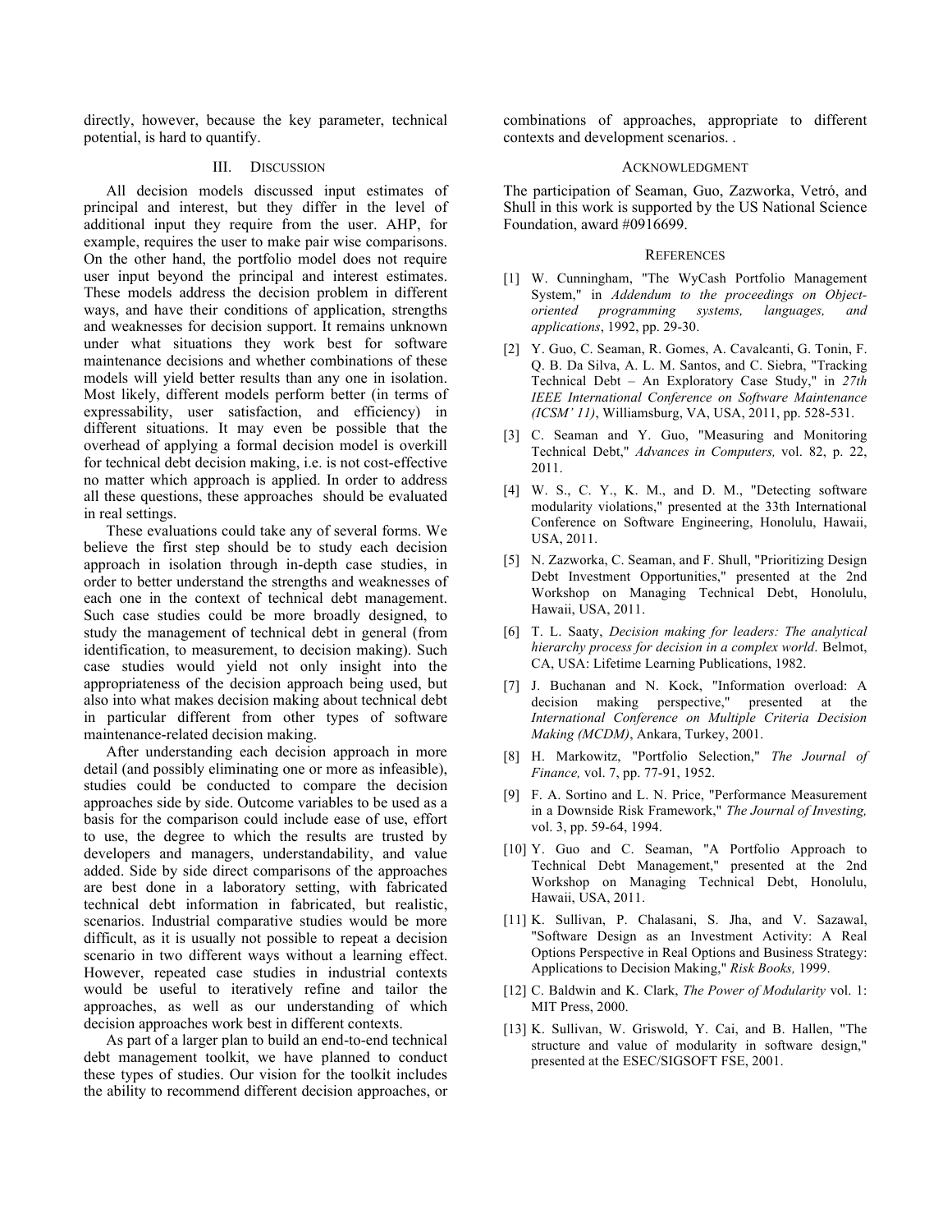directly, however, because the key parameter, technical potential, is hard to quantify.

## III. Discussion

All decision models discussed input estimates of principal and interest, but they differ in the level of additional input they require from the user. AHP, for example, requires the user to make pair wise comparisons. On the other hand, the portfolio model does not require user input beyond the principal and interest estimates. These models address the decision problem in different ways, and have their conditions of application, strengths and weaknesses for decision support. It remains unknown under what situations they work best for software maintenance decisions and whether combinations of these models will yield better results than any one in isolation. Most likely, different models perform better (in terms of expressability, user satisfaction, and efficiency) in different situations. It may even be possible that the overhead of applying a formal decision model is overkill for technical debt decision making, i.e. is not cost-effective no matter which approach is applied. In order to address all these questions, these approaches should be evaluated in real settings.

These evaluations could take any of several forms. We believe the first step should be to study each decision approach in isolation through in-depth case studies, in order to better understand the strengths and weaknesses of each one in the context of technical debt management. Such case studies could be more broadly designed, to study the management of technical debt in general (from identification, to measurement, to decision making). Such case studies would yield not only insight into the appropriateness of the decision approach being used, but also into what makes decision making about technical debt in particular different from other types of software maintenance-related decision making.

After understanding each decision approach in more detail (and possibly eliminating one or more as infeasible), studies could be conducted to compare the decision approaches side by side. Outcome variables to be used as a basis for the comparison could include ease of use, effort to use, the degree to which the results are trusted by developers and managers, understandability, and value added. Side by side direct comparisons of the approaches are best done in a laboratory setting, with fabricated technical debt information in fabricated, but realistic, scenarios. Industrial comparative studies would be more difficult, as it is usually not possible to repeat a decision scenario in two different ways without a learning effect. However, repeated case studies in industrial contexts would be useful to iteratively refine and tailor the approaches, as well as our understanding of which decision approaches work best in different contexts.

As part of a larger plan to build an end-to-end technical debt management toolkit, we have planned to conduct these types of studies. Our vision for the toolkit includes the ability to recommend different decision approaches, or combinations of approaches, appropriate to different contexts and development scenarios. .

## Acknowledgment

The participation of Seaman, Guo, Zazworka, Vetró, and Shull in this work is supported by the US National Science Foundation, award #0916699.

## References

[1] W. Cunningham, "The WyCash Portfolio Management System," in *Addendum to the proceedings on Object-oriented programming systems, languages, and applications*, 1992, pp. 29-30.

[2] Y. Guo, C. Seaman, R. Gomes, A. Cavalcanti, G. Tonin, F. Q. B. Da Silva, A. L. M. Santos, and C. Siebra, "Tracking Technical Debt – An Exploratory Case Study," in *27th IEEE International Conference on Software Maintenance (ICSM' 11)*, Williamsburg, VA, USA, 2011, pp. 528-531.

[3] C. Seaman and Y. Guo, "Measuring and Monitoring Technical Debt," *Advances in Computers,* vol. 82, p. 22, 2011.

[4] W. S., C. Y., K. M., and D. M., "Detecting software modularity violations," presented at the 33th International Conference on Software Engineering, Honolulu, Hawaii, USA, 2011.

[5] N. Zazworka, C. Seaman, and F. Shull, "Prioritizing Design Debt Investment Opportunities," presented at the 2nd Workshop on Managing Technical Debt, Honolulu, Hawaii, USA, 2011.

[6] T. L. Saaty, *Decision making for leaders: The analytical hierarchy process for decision in a complex world*. Belmot, CA, USA: Lifetime Learning Publications, 1982.

[7] J. Buchanan and N. Kock, "Information overload: A decision making perspective," presented at the *International Conference on Multiple Criteria Decision Making (MCDM)*, Ankara, Turkey, 2001.

[8] H. Markowitz, "Portfolio Selection," *The Journal of Finance,* vol. 7, pp. 77-91, 1952.

[9] F. A. Sortino and L. N. Price, "Performance Measurement in a Downside Risk Framework," *The Journal of Investing,* vol. 3, pp. 59-64, 1994.

[10] Y. Guo and C. Seaman, "A Portfolio Approach to Technical Debt Management," presented at the 2nd Workshop on Managing Technical Debt, Honolulu, Hawaii, USA, 2011.

[11] K. Sullivan, P. Chalasani, S. Jha, and V. Sazawal, "Software Design as an Investment Activity: A Real Options Perspective in Real Options and Business Strategy: Applications to Decision Making," *Risk Books,* 1999.

[12] C. Baldwin and K. Clark, *The Power of Modularity* vol. 1: MIT Press, 2000.

[13] K. Sullivan, W. Griswold, Y. Cai, and B. Hallen, "The structure and value of modularity in software design," presented at the ESEC/SIGSOFT FSE, 2001.